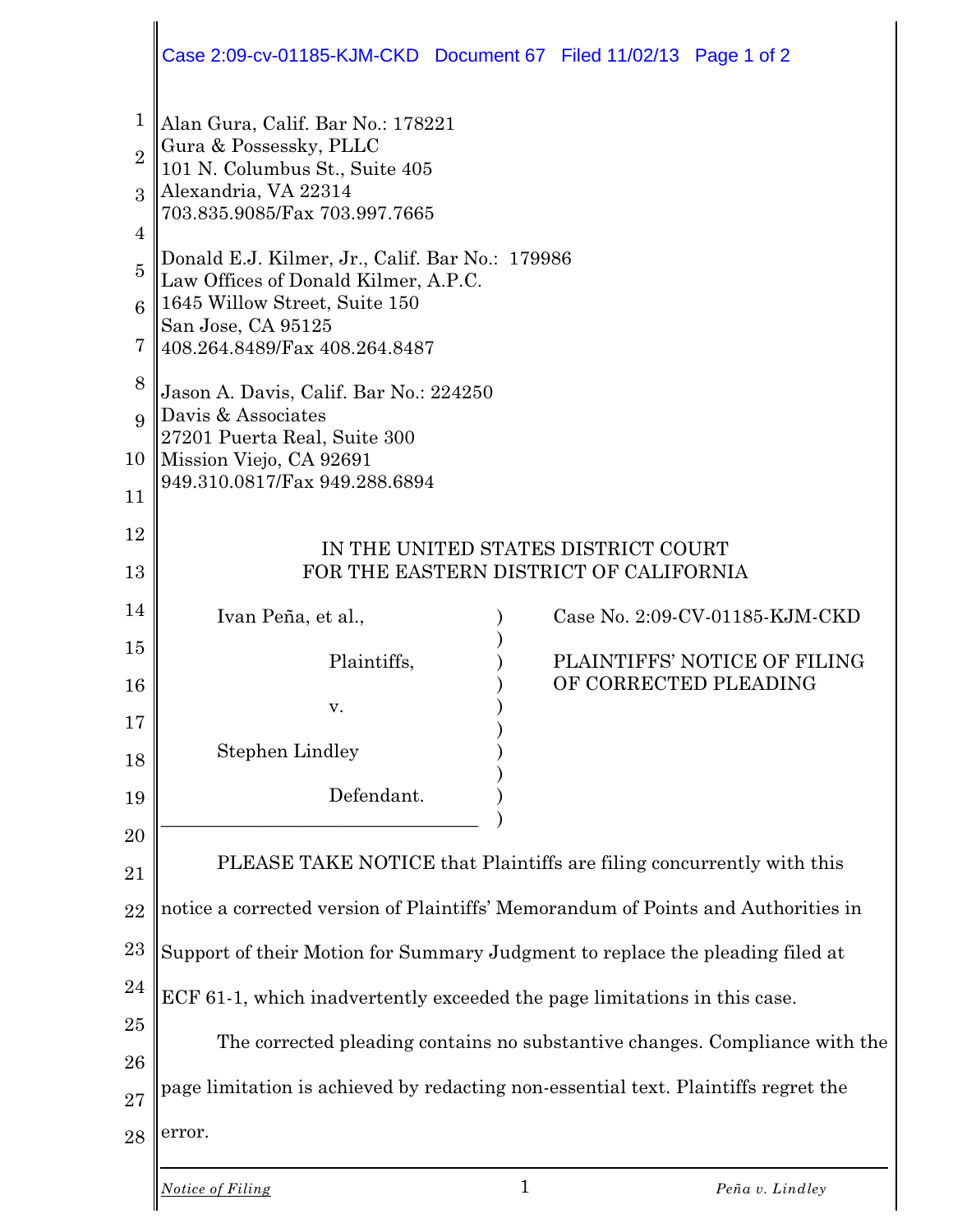Alan Gura, Calif. Bar No.: 178221
Gura & Possessky, PLLC
101 N. Columbus St., Suite 405
Alexandria, VA 22314
703.835.9085/Fax 703.997.7665

Donald E.J. Kilmer, Jr., Calif. Bar No.: 179986
Law Offices of Donald Kilmer, A.P.C.
1645 Willow Street, Suite 150
San Jose, CA 95125
408.264.8489/Fax 408.264.8487

Jason A. Davis, Calif. Bar No.: 224250
Davis & Associates
27201 Puerta Real, Suite 300
Mission Viejo, CA 92691
949.310.0817/Fax 949.288.6894

IN THE UNITED STATES DISTRICT COURT
FOR THE EASTERN DISTRICT OF CALIFORNIA

| | |
|---|---|
| Ivan Peña, et al.,<br><br>Plaintiffs,<br><br>v.<br><br>Stephen Lindley<br><br>Defendant. | Case No. 2:09-CV-01185-KJM-CKD<br><br>PLAINTIFFS' NOTICE OF FILING OF CORRECTED PLEADING |

PLEASE TAKE NOTICE that Plaintiffs are filing concurrently with this notice a corrected version of Plaintiffs' Memorandum of Points and Authorities in Support of their Motion for Summary Judgment to replace the pleading filed at ECF 61-1, which inadvertently exceeded the page limitations in this case.

The corrected pleading contains no substantive changes. Compliance with the page limitation is achieved by redacting non-essential text. Plaintiffs regret the error.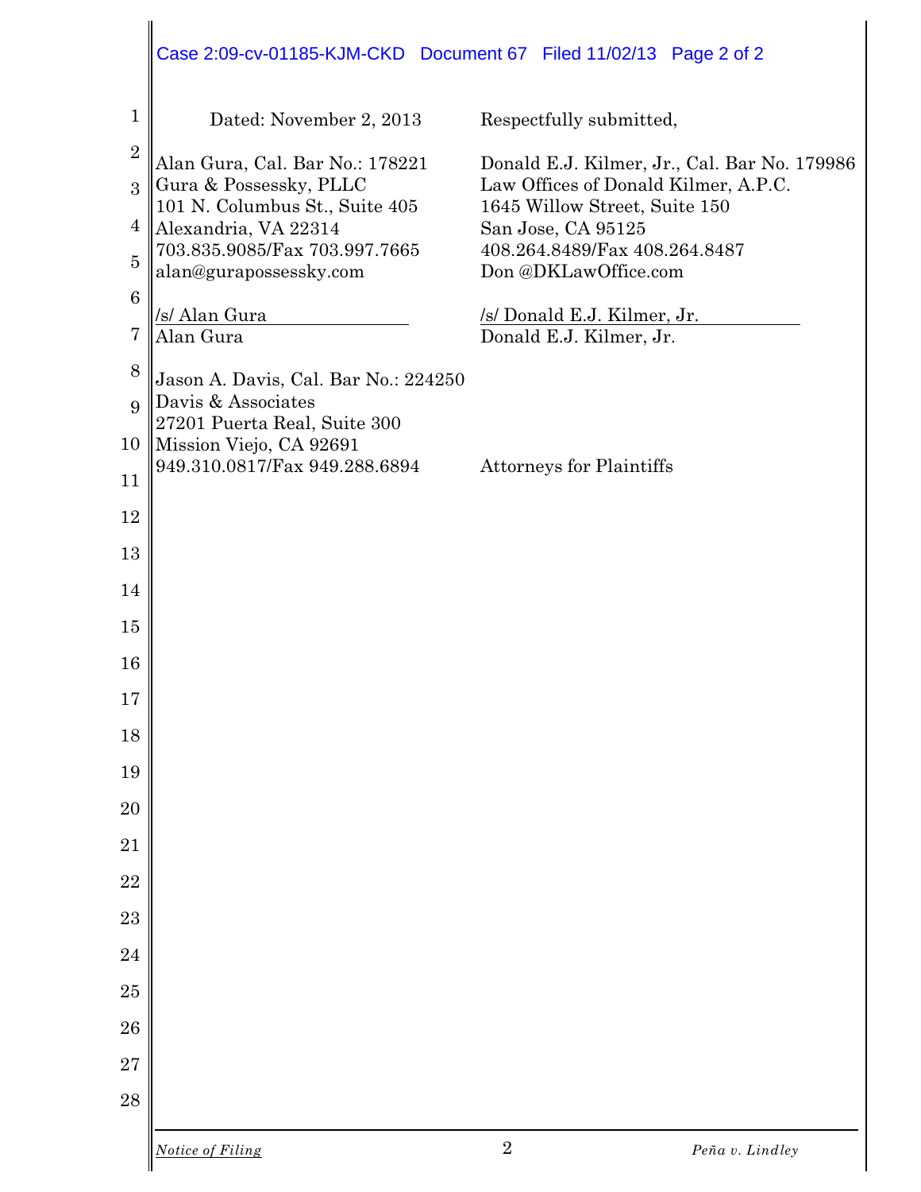Dated: November 2, 2013

Respectfully submitted,

Alan Gura, Cal. Bar No.: 178221
Gura & Possessky, PLLC
101 N. Columbus St., Suite 405
Alexandria, VA 22314
703.835.9085/Fax 703.997.7665
alan@gurapossessky.com

/s/ Alan Gura
Alan Gura

Donald E.J. Kilmer, Jr., Cal. Bar No. 179986
Law Offices of Donald Kilmer, A.P.C.
1645 Willow Street, Suite 150
San Jose, CA 95125
408.264.8489/Fax 408.264.8487
Don @DKLawOffice.com

/s/ Donald E.J. Kilmer, Jr.
Donald E.J. Kilmer, Jr.

Jason A. Davis, Cal. Bar No.: 224250
Davis & Associates
27201 Puerta Real, Suite 300
Mission Viejo, CA 92691
949.310.0817/Fax 949.288.6894

Attorneys for Plaintiffs